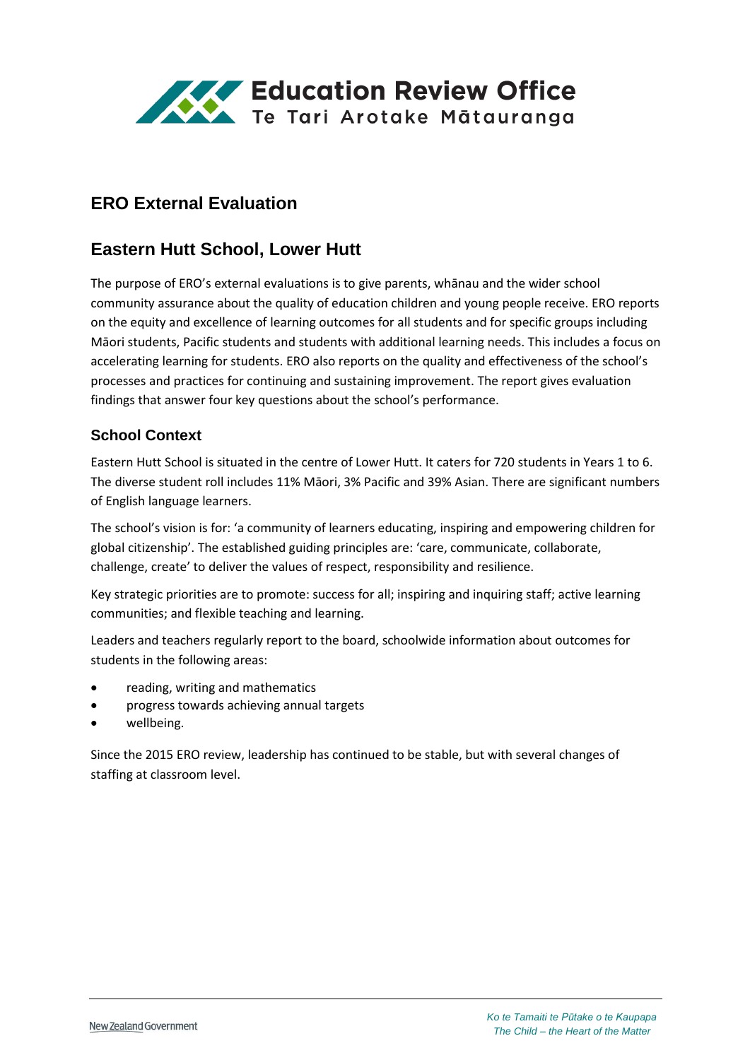# ERO External Evaluation

## Eastern Hutt School, Lower Hutt

The purpose of ERO's external evaluations is to give parents, whānau and the wider school community assurance about the quality of education children and young people receive. ERO reports on the equity and excellence of learning outcomes for all students and for specific groups including Māori students, Pacific students and students with additional learning needs. This includes a focus on accelerating learning for students. ERO also reports on the quality and effectiveness of the school's processes and practices for continuing and sustaining improvement. The report gives evaluation findings that answer four key questions about the school's performance.

### School Context

Eastern Hutt School is situated in the centre of Lower Hutt. It caters for 720 students in Years 1 to 6. The diverse student roll includes 11% Māori, 3% Pacific and 39% Asian. There are significant numbers of English language learners.

The school's vision is for: 'a community of learners educating, inspiring and empowering children for global citizenship'. The established guiding principles are: 'care, communicate, collaborate, challenge, create' to deliver the values of respect, responsibility and resilience.

Key strategic priorities are to promote: success for all; inspiring and inquiring staff; active learning communities; and flexible teaching and learning.

Leaders and teachers regularly report to the board, schoolwide information about outcomes for students in the following areas:

- reading, writing and mathematics
- progress towards achieving annual targets
- wellbeing.

Since the 2015 ERO review, leadership has continued to be stable, but with several changes of staffing at classroom level.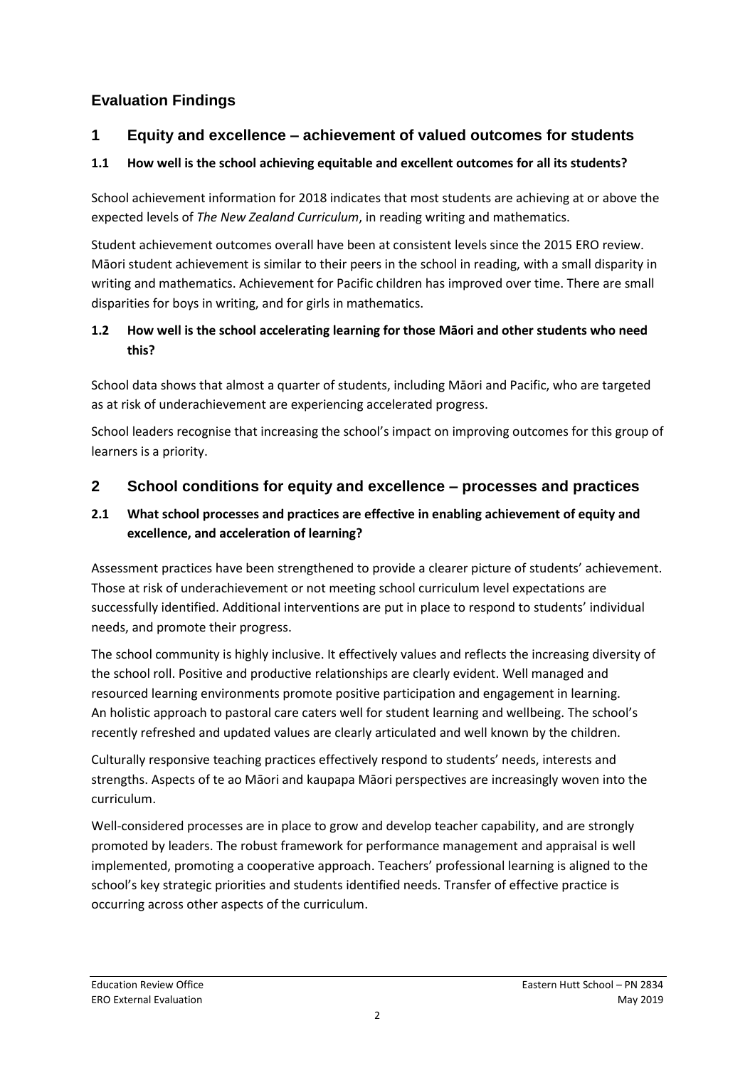## Evaluation Findings

### 1 Equity and excellence – achievement of valued outcomes for students

#### 1.1 How well is the school achieving equitable and excellent outcomes for all its students?

School achievement information for 2018 indicates that most students are achieving at or above the expected levels of *The New Zealand Curriculum*, in reading writing and mathematics.

Student achievement outcomes overall have been at consistent levels since the 2015 ERO review. Māori student achievement is similar to their peers in the school in reading, with a small disparity in writing and mathematics. Achievement for Pacific children has improved over time. There are small disparities for boys in writing, and for girls in mathematics.

#### 1.2 How well is the school accelerating learning for those Māori and other students who need this?

School data shows that almost a quarter of students, including Māori and Pacific, who are targeted as at risk of underachievement are experiencing accelerated progress.

School leaders recognise that increasing the school's impact on improving outcomes for this group of learners is a priority.

### 2 School conditions for equity and excellence – processes and practices

#### 2.1 What school processes and practices are effective in enabling achievement of equity and excellence, and acceleration of learning?

Assessment practices have been strengthened to provide a clearer picture of students' achievement. Those at risk of underachievement or not meeting school curriculum level expectations are successfully identified. Additional interventions are put in place to respond to students' individual needs, and promote their progress.

The school community is highly inclusive. It effectively values and reflects the increasing diversity of the school roll. Positive and productive relationships are clearly evident. Well managed and resourced learning environments promote positive participation and engagement in learning. An holistic approach to pastoral care caters well for student learning and wellbeing. The school's recently refreshed and updated values are clearly articulated and well known by the children.

Culturally responsive teaching practices effectively respond to students' needs, interests and strengths. Aspects of te ao Māori and kaupapa Māori perspectives are increasingly woven into the curriculum.

Well-considered processes are in place to grow and develop teacher capability, and are strongly promoted by leaders. The robust framework for performance management and appraisal is well implemented, promoting a cooperative approach. Teachers' professional learning is aligned to the school's key strategic priorities and students identified needs. Transfer of effective practice is occurring across other aspects of the curriculum.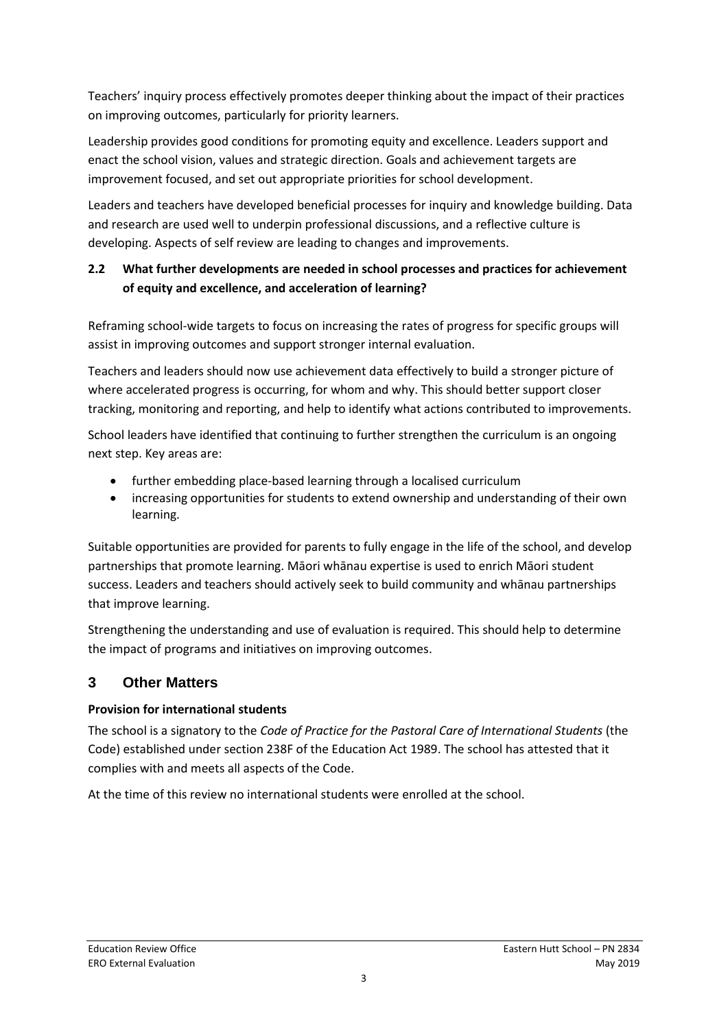Teachers' inquiry process effectively promotes deeper thinking about the impact of their practices on improving outcomes, particularly for priority learners.

Leadership provides good conditions for promoting equity and excellence. Leaders support and enact the school vision, values and strategic direction. Goals and achievement targets are improvement focused, and set out appropriate priorities for school development.

Leaders and teachers have developed beneficial processes for inquiry and knowledge building. Data and research are used well to underpin professional discussions, and a reflective culture is developing. Aspects of self review are leading to changes and improvements.

### 2.2 What further developments are needed in school processes and practices for achievement of equity and excellence, and acceleration of learning?

Reframing school-wide targets to focus on increasing the rates of progress for specific groups will assist in improving outcomes and support stronger internal evaluation.

Teachers and leaders should now use achievement data effectively to build a stronger picture of where accelerated progress is occurring, for whom and why. This should better support closer tracking, monitoring and reporting, and help to identify what actions contributed to improvements.

School leaders have identified that continuing to further strengthen the curriculum is an ongoing next step. Key areas are:

- further embedding place-based learning through a localised curriculum
- increasing opportunities for students to extend ownership and understanding of their own learning.

Suitable opportunities are provided for parents to fully engage in the life of the school, and develop partnerships that promote learning. Māori whānau expertise is used to enrich Māori student success. Leaders and teachers should actively seek to build community and whānau partnerships that improve learning.

Strengthening the understanding and use of evaluation is required. This should help to determine the impact of programs and initiatives on improving outcomes.

## 3 Other Matters

**Provision for international students**

The school is a signatory to the *Code of Practice for the Pastoral Care of International Students* (the Code) established under section 238F of the Education Act 1989. The school has attested that it complies with and meets all aspects of the Code.

At the time of this review no international students were enrolled at the school.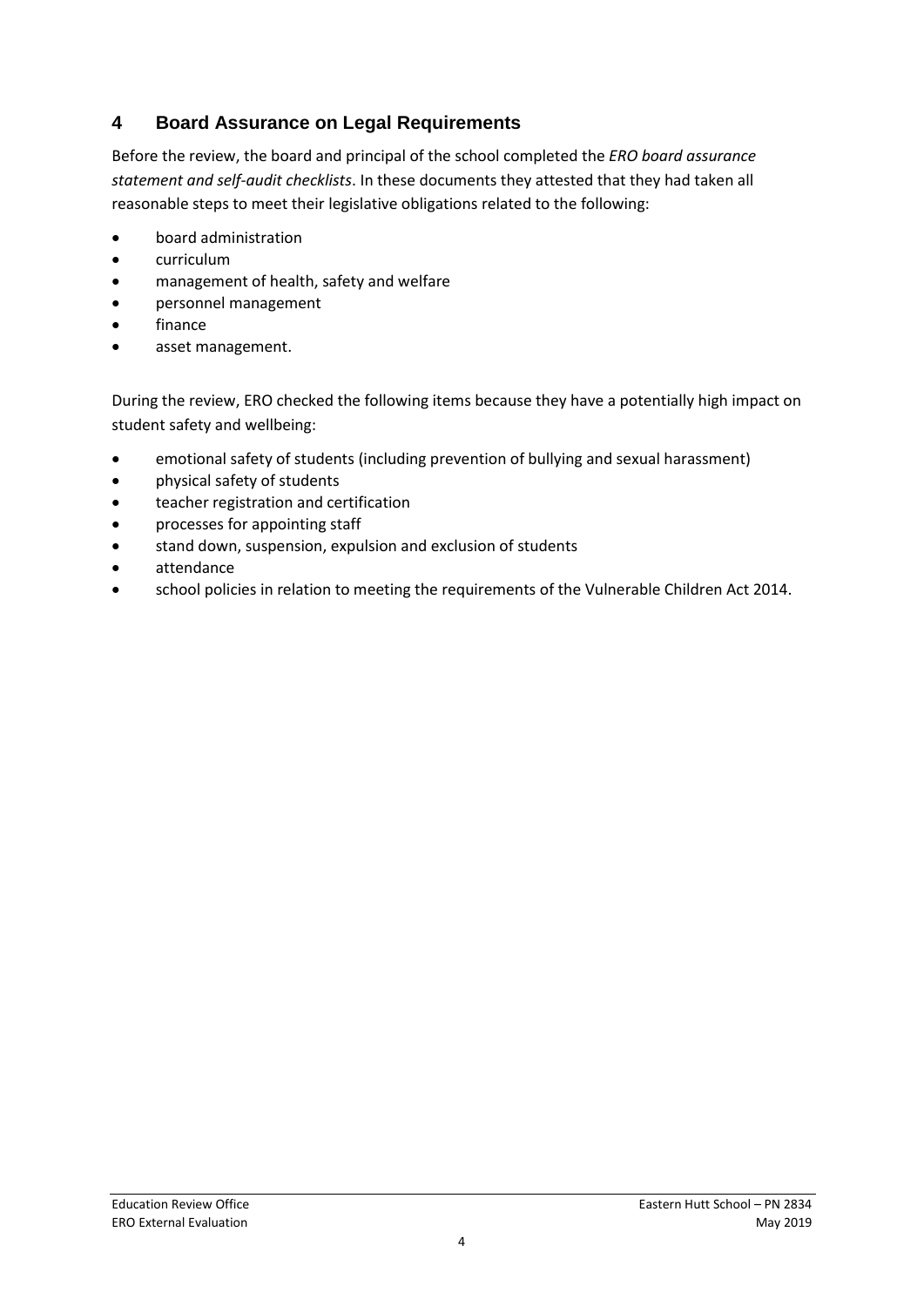## 4 Board Assurance on Legal Requirements

Before the review, the board and principal of the school completed the *ERO board assurance statement and self-audit checklists*. In these documents they attested that they had taken all reasonable steps to meet their legislative obligations related to the following:

- board administration
- curriculum
- management of health, safety and welfare
- personnel management
- finance
- asset management.

During the review, ERO checked the following items because they have a potentially high impact on student safety and wellbeing:

- emotional safety of students (including prevention of bullying and sexual harassment)
- physical safety of students
- teacher registration and certification
- processes for appointing staff
- stand down, suspension, expulsion and exclusion of students
- attendance
- school policies in relation to meeting the requirements of the Vulnerable Children Act 2014.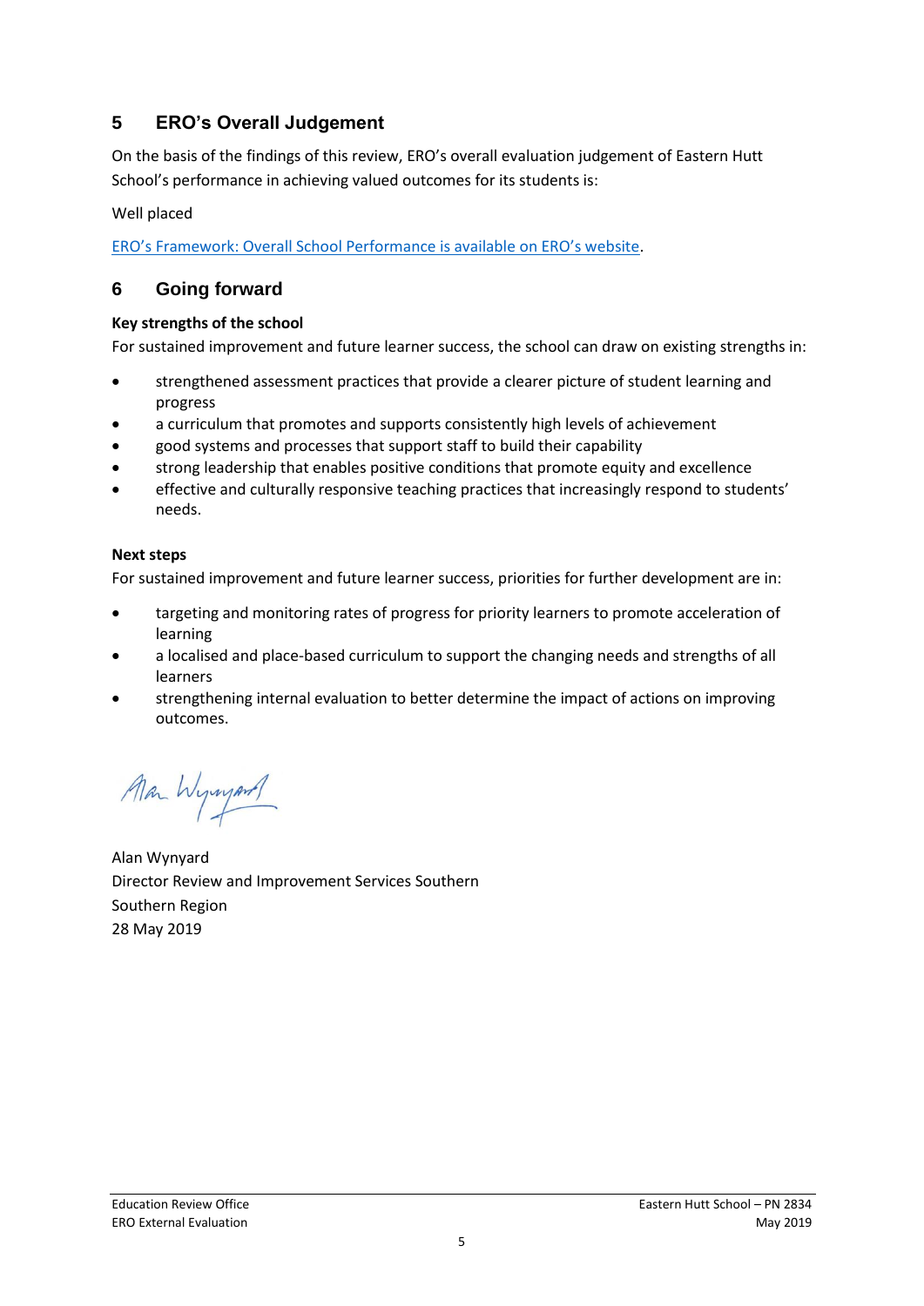## 5 ERO's Overall Judgement

On the basis of the findings of this review, ERO's overall evaluation judgement of Eastern Hutt School's performance in achieving valued outcomes for its students is:

Well placed

ERO's Framework: Overall School Performance is available on ERO's website.

## 6 Going forward

**Key strengths of the school**

For sustained improvement and future learner success, the school can draw on existing strengths in:

- strengthened assessment practices that provide a clearer picture of student learning and progress
- a curriculum that promotes and supports consistently high levels of achievement
- good systems and processes that support staff to build their capability
- strong leadership that enables positive conditions that promote equity and excellence
- effective and culturally responsive teaching practices that increasingly respond to students' needs.

**Next steps**

For sustained improvement and future learner success, priorities for further development are in:

- targeting and monitoring rates of progress for priority learners to promote acceleration of learning
- a localised and place-based curriculum to support the changing needs and strengths of all learners
- strengthening internal evaluation to better determine the impact of actions on improving outcomes.

Alan Wynyard
Director Review and Improvement Services Southern
Southern Region
28 May 2019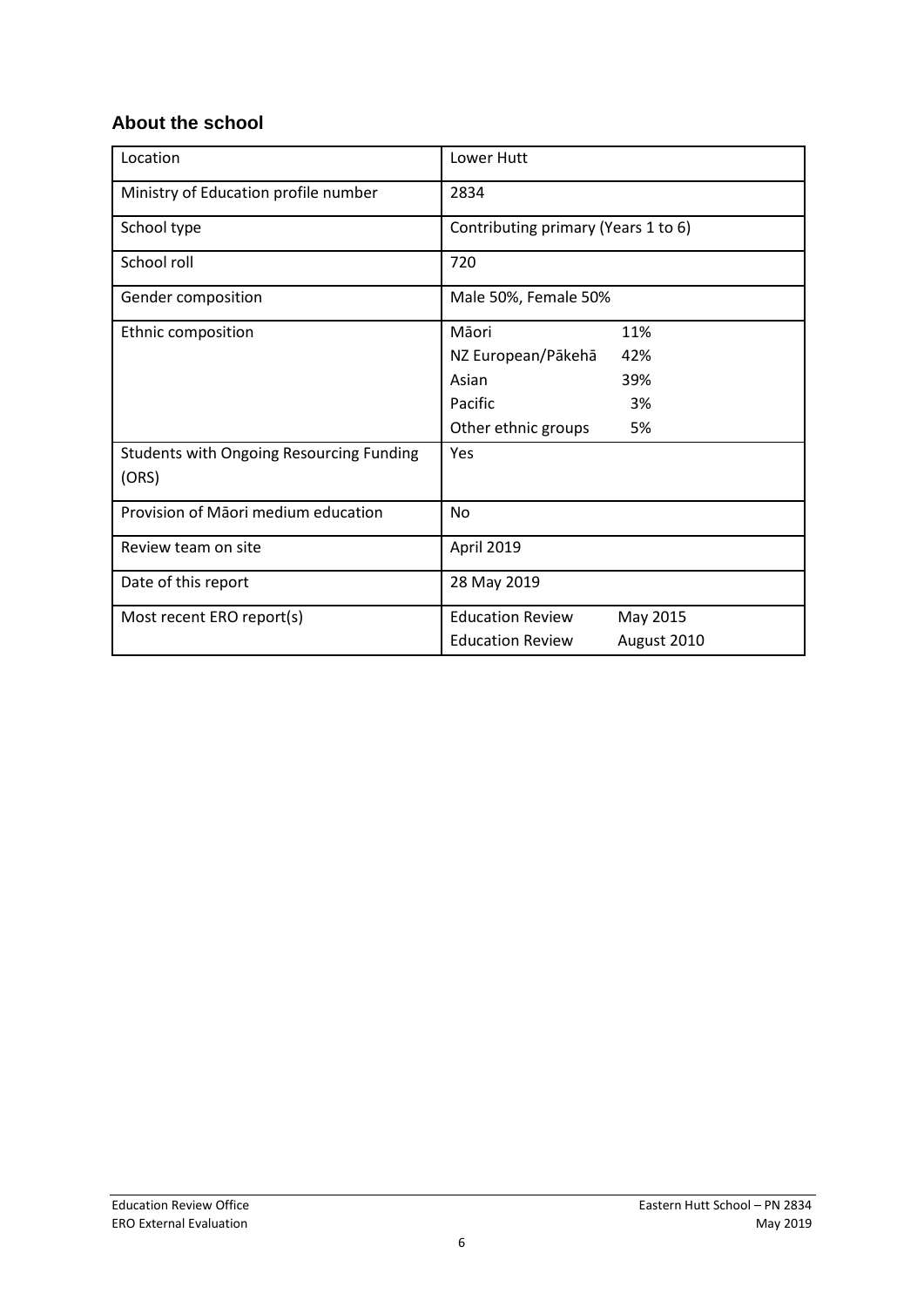## About the school

| | |
|---|---|
| Location | Lower Hutt |
| Ministry of Education profile number | 2834 |
| School type | Contributing primary (Years 1 to 6) |
| School roll | 720 |
| Gender composition | Male 50%, Female 50% |
| Ethnic composition | Māori 11%<br>NZ European/Pākehā 42%<br>Asian 39%<br>Pacific 3%<br>Other ethnic groups 5% |
| Students with Ongoing Resourcing Funding (ORS) | Yes |
| Provision of Māori medium education | No |
| Review team on site | April 2019 |
| Date of this report | 28 May 2019 |
| Most recent ERO report(s) | Education Review May 2015<br>Education Review August 2010 |